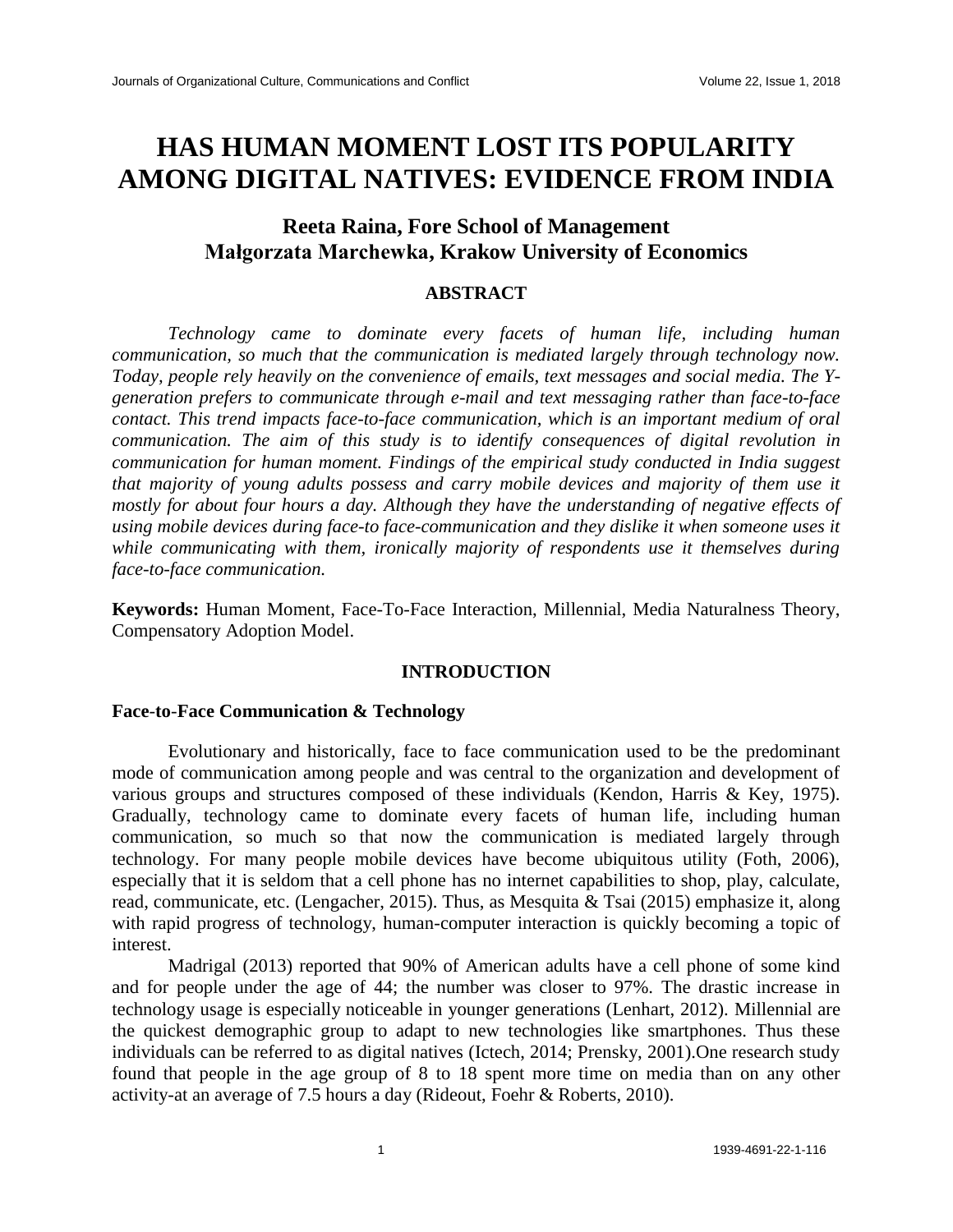# HAS HUMAN MOMENT LOST ITS POPULARITY AMONG DIGITAL NATIVES: EVIDENCE FROM INDIA

**Reeta Raina, Fore School of Management**
**Małgorzata Marchewka, Krakow University of Economics**

## ABSTRACT

*Technology came to dominate every facets of human life, including human communication, so much that the communication is mediated largely through technology now. Today, people rely heavily on the convenience of emails, text messages and social media. The Y-generation prefers to communicate through e-mail and text messaging rather than face-to-face contact. This trend impacts face-to-face communication, which is an important medium of oral communication. The aim of this study is to identify consequences of digital revolution in communication for human moment. Findings of the empirical study conducted in India suggest that majority of young adults possess and carry mobile devices and majority of them use it mostly for about four hours a day. Although they have the understanding of negative effects of using mobile devices during face-to face-communication and they dislike it when someone uses it while communicating with them, ironically majority of respondents use it themselves during face-to-face communication.*

**Keywords:** Human Moment, Face-To-Face Interaction, Millennial, Media Naturalness Theory, Compensatory Adoption Model.

## INTRODUCTION

### Face-to-Face Communication & Technology

Evolutionary and historically, face to face communication used to be the predominant mode of communication among people and was central to the organization and development of various groups and structures composed of these individuals (Kendon, Harris & Key, 1975). Gradually, technology came to dominate every facets of human life, including human communication, so much so that now the communication is mediated largely through technology. For many people mobile devices have become ubiquitous utility (Foth, 2006), especially that it is seldom that a cell phone has no internet capabilities to shop, play, calculate, read, communicate, etc. (Lengacher, 2015). Thus, as Mesquita & Tsai (2015) emphasize it, along with rapid progress of technology, human-computer interaction is quickly becoming a topic of interest.

Madrigal (2013) reported that 90% of American adults have a cell phone of some kind and for people under the age of 44; the number was closer to 97%. The drastic increase in technology usage is especially noticeable in younger generations (Lenhart, 2012). Millennial are the quickest demographic group to adapt to new technologies like smartphones. Thus these individuals can be referred to as digital natives (Ictech, 2014; Prensky, 2001).One research study found that people in the age group of 8 to 18 spent more time on media than on any other activity-at an average of 7.5 hours a day (Rideout, Foehr & Roberts, 2010).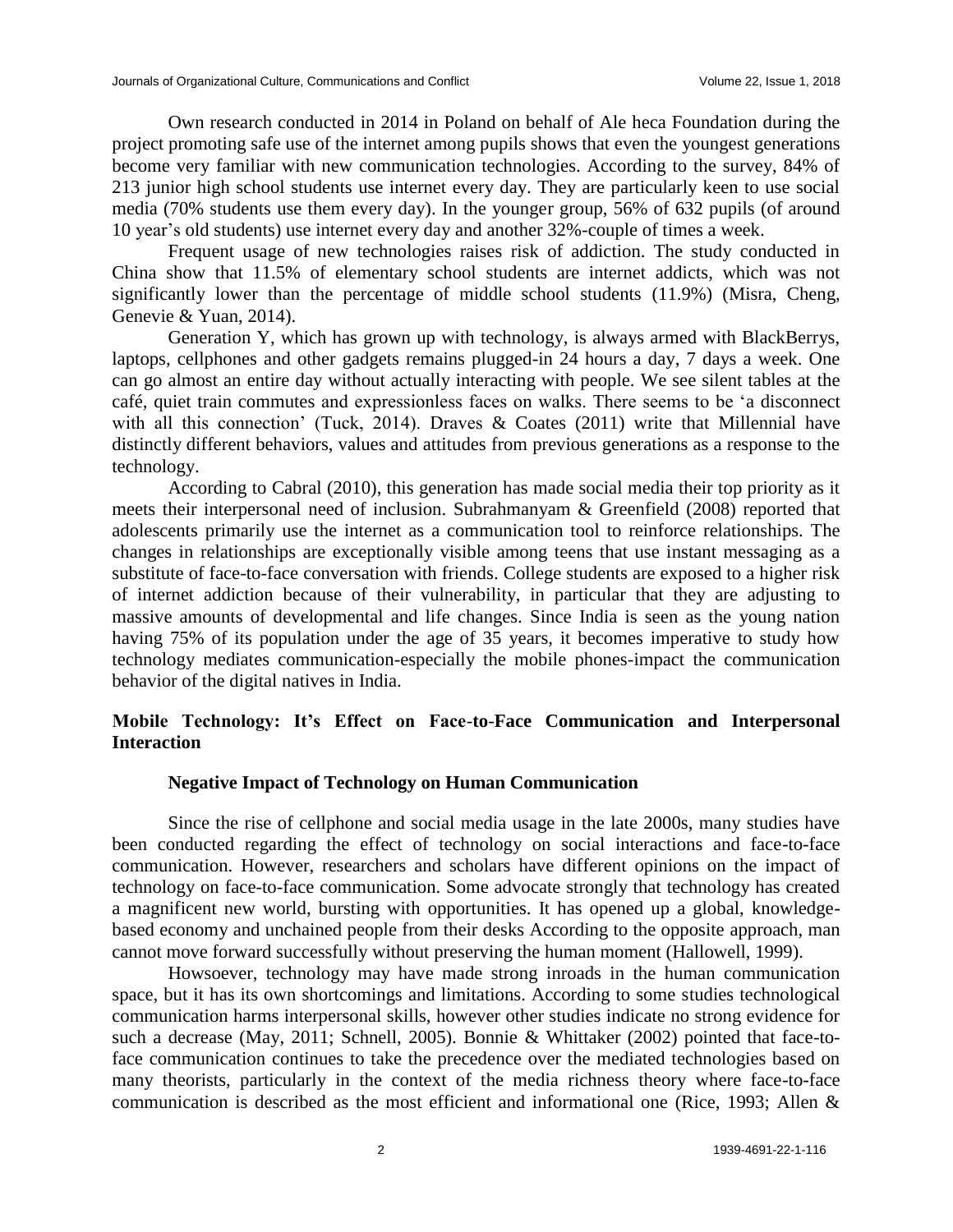Own research conducted in 2014 in Poland on behalf of Ale heca Foundation during the project promoting safe use of the internet among pupils shows that even the youngest generations become very familiar with new communication technologies. According to the survey, 84% of 213 junior high school students use internet every day. They are particularly keen to use social media (70% students use them every day). In the younger group, 56% of 632 pupils (of around 10 year's old students) use internet every day and another 32%-couple of times a week.

Frequent usage of new technologies raises risk of addiction. The study conducted in China show that 11.5% of elementary school students are internet addicts, which was not significantly lower than the percentage of middle school students (11.9%) (Misra, Cheng, Genevie & Yuan, 2014).

Generation Y, which has grown up with technology, is always armed with BlackBerrys, laptops, cellphones and other gadgets remains plugged-in 24 hours a day, 7 days a week. One can go almost an entire day without actually interacting with people. We see silent tables at the café, quiet train commutes and expressionless faces on walks. There seems to be 'a disconnect with all this connection' (Tuck, 2014). Draves & Coates (2011) write that Millennial have distinctly different behaviors, values and attitudes from previous generations as a response to the technology.

According to Cabral (2010), this generation has made social media their top priority as it meets their interpersonal need of inclusion. Subrahmanyam & Greenfield (2008) reported that adolescents primarily use the internet as a communication tool to reinforce relationships. The changes in relationships are exceptionally visible among teens that use instant messaging as a substitute of face-to-face conversation with friends. College students are exposed to a higher risk of internet addiction because of their vulnerability, in particular that they are adjusting to massive amounts of developmental and life changes. Since India is seen as the young nation having 75% of its population under the age of 35 years, it becomes imperative to study how technology mediates communication-especially the mobile phones-impact the communication behavior of the digital natives in India.

## Mobile Technology: It's Effect on Face-to-Face Communication and Interpersonal Interaction

### Negative Impact of Technology on Human Communication

Since the rise of cellphone and social media usage in the late 2000s, many studies have been conducted regarding the effect of technology on social interactions and face-to-face communication. However, researchers and scholars have different opinions on the impact of technology on face-to-face communication. Some advocate strongly that technology has created a magnificent new world, bursting with opportunities. It has opened up a global, knowledge-based economy and unchained people from their desks According to the opposite approach, man cannot move forward successfully without preserving the human moment (Hallowell, 1999).

Howsoever, technology may have made strong inroads in the human communication space, but it has its own shortcomings and limitations. According to some studies technological communication harms interpersonal skills, however other studies indicate no strong evidence for such a decrease (May, 2011; Schnell, 2005). Bonnie & Whittaker (2002) pointed that face-to-face communication continues to take the precedence over the mediated technologies based on many theorists, particularly in the context of the media richness theory where face-to-face communication is described as the most efficient and informational one (Rice, 1993; Allen &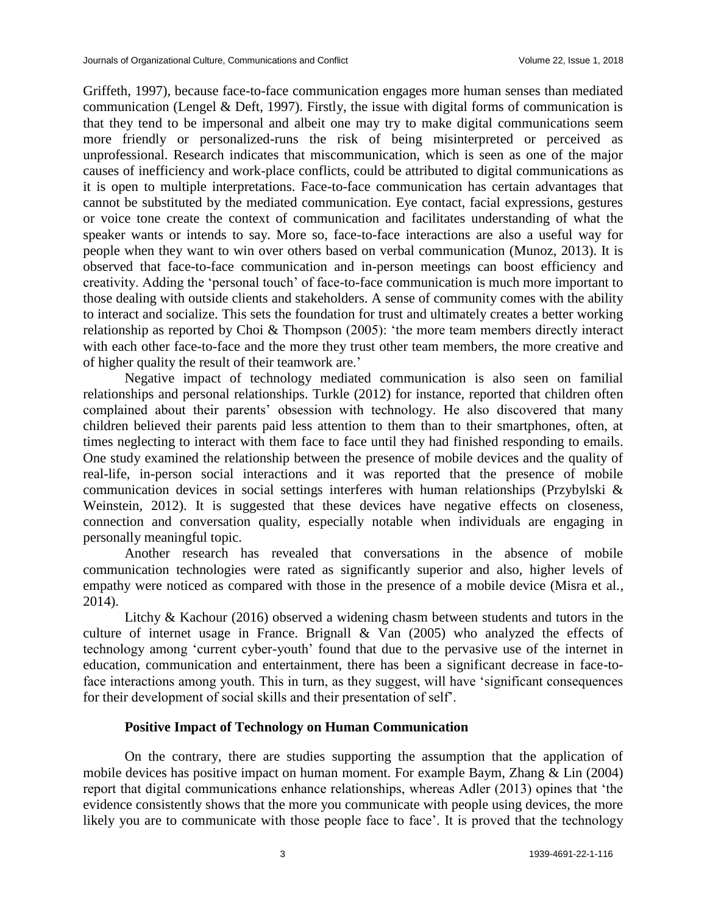Griffeth, 1997), because face-to-face communication engages more human senses than mediated communication (Lengel & Deft, 1997). Firstly, the issue with digital forms of communication is that they tend to be impersonal and albeit one may try to make digital communications seem more friendly or personalized-runs the risk of being misinterpreted or perceived as unprofessional. Research indicates that miscommunication, which is seen as one of the major causes of inefficiency and work-place conflicts, could be attributed to digital communications as it is open to multiple interpretations. Face-to-face communication has certain advantages that cannot be substituted by the mediated communication. Eye contact, facial expressions, gestures or voice tone create the context of communication and facilitates understanding of what the speaker wants or intends to say. More so, face-to-face interactions are also a useful way for people when they want to win over others based on verbal communication (Munoz, 2013). It is observed that face-to-face communication and in-person meetings can boost efficiency and creativity. Adding the 'personal touch' of face-to-face communication is much more important to those dealing with outside clients and stakeholders. A sense of community comes with the ability to interact and socialize. This sets the foundation for trust and ultimately creates a better working relationship as reported by Choi & Thompson (2005): 'the more team members directly interact with each other face-to-face and the more they trust other team members, the more creative and of higher quality the result of their teamwork are.'

Negative impact of technology mediated communication is also seen on familial relationships and personal relationships. Turkle (2012) for instance, reported that children often complained about their parents' obsession with technology. He also discovered that many children believed their parents paid less attention to them than to their smartphones, often, at times neglecting to interact with them face to face until they had finished responding to emails. One study examined the relationship between the presence of mobile devices and the quality of real-life, in-person social interactions and it was reported that the presence of mobile communication devices in social settings interferes with human relationships (Przybylski & Weinstein, 2012). It is suggested that these devices have negative effects on closeness, connection and conversation quality, especially notable when individuals are engaging in personally meaningful topic.

Another research has revealed that conversations in the absence of mobile communication technologies were rated as significantly superior and also, higher levels of empathy were noticed as compared with those in the presence of a mobile device (Misra et al., 2014).

Litchy & Kachour (2016) observed a widening chasm between students and tutors in the culture of internet usage in France. Brignall & Van (2005) who analyzed the effects of technology among 'current cyber-youth' found that due to the pervasive use of the internet in education, communication and entertainment, there has been a significant decrease in face-to-face interactions among youth. This in turn, as they suggest, will have 'significant consequences for their development of social skills and their presentation of self'.

### Positive Impact of Technology on Human Communication

On the contrary, there are studies supporting the assumption that the application of mobile devices has positive impact on human moment. For example Baym, Zhang & Lin (2004) report that digital communications enhance relationships, whereas Adler (2013) opines that 'the evidence consistently shows that the more you communicate with people using devices, the more likely you are to communicate with those people face to face'. It is proved that the technology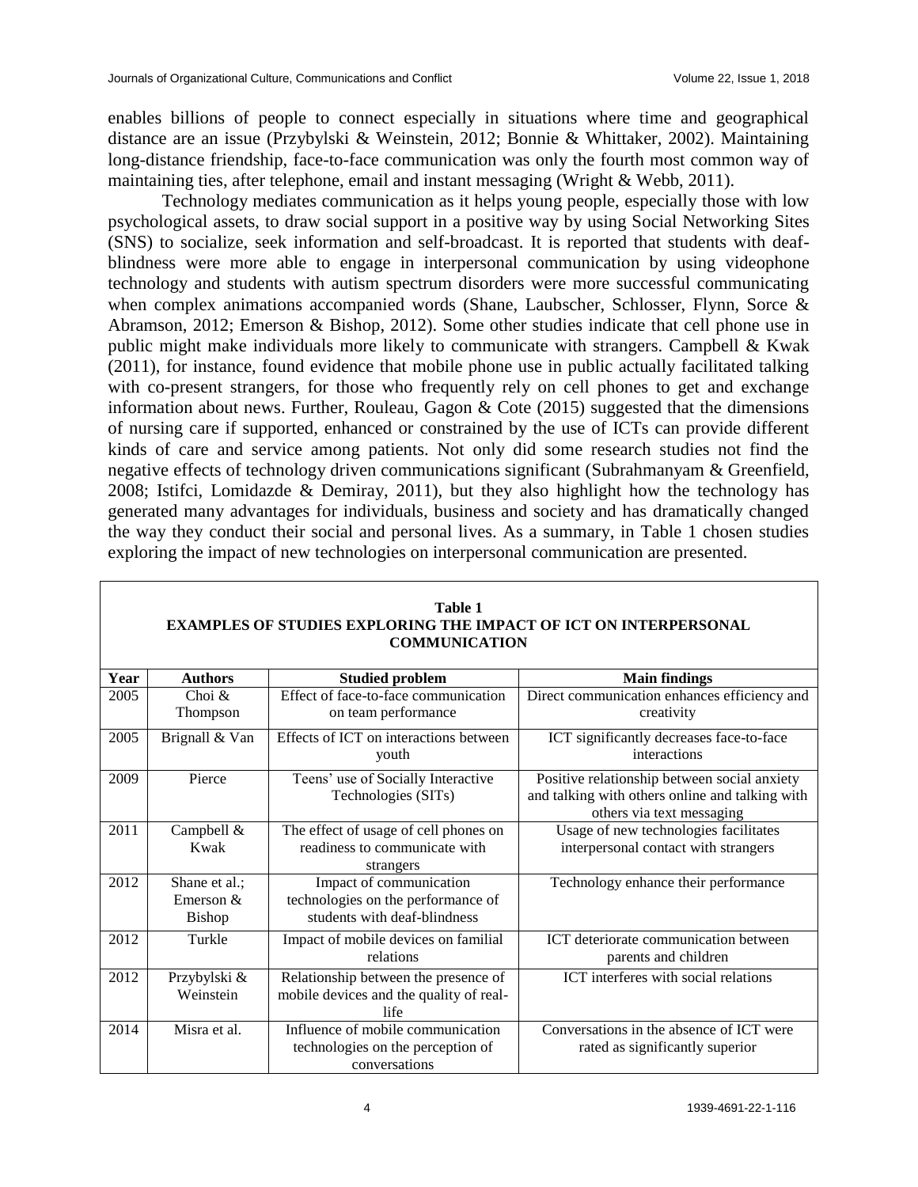enables billions of people to connect especially in situations where time and geographical distance are an issue (Przybylski & Weinstein, 2012; Bonnie & Whittaker, 2002). Maintaining long-distance friendship, face-to-face communication was only the fourth most common way of maintaining ties, after telephone, email and instant messaging (Wright & Webb, 2011).

Technology mediates communication as it helps young people, especially those with low psychological assets, to draw social support in a positive way by using Social Networking Sites (SNS) to socialize, seek information and self-broadcast. It is reported that students with deaf-blindness were more able to engage in interpersonal communication by using videophone technology and students with autism spectrum disorders were more successful communicating when complex animations accompanied words (Shane, Laubscher, Schlosser, Flynn, Sorce & Abramson, 2012; Emerson & Bishop, 2012). Some other studies indicate that cell phone use in public might make individuals more likely to communicate with strangers. Campbell & Kwak (2011), for instance, found evidence that mobile phone use in public actually facilitated talking with co-present strangers, for those who frequently rely on cell phones to get and exchange information about news. Further, Rouleau, Gagon & Cote (2015) suggested that the dimensions of nursing care if supported, enhanced or constrained by the use of ICTs can provide different kinds of care and service among patients. Not only did some research studies not find the negative effects of technology driven communications significant (Subrahmanyam & Greenfield, 2008; Istifci, Lomidazde & Demiray, 2011), but they also highlight how the technology has generated many advantages for individuals, business and society and has dramatically changed the way they conduct their social and personal lives. As a summary, in Table 1 chosen studies exploring the impact of new technologies on interpersonal communication are presented.

**Table 1**
**EXAMPLES OF STUDIES EXPLORING THE IMPACT OF ICT ON INTERPERSONAL COMMUNICATION**

| Year | Authors | Studied problem | Main findings |
|---|---|---|---|
| 2005 | Choi & Thompson | Effect of face-to-face communication on team performance | Direct communication enhances efficiency and creativity |
| 2005 | Brignall & Van | Effects of ICT on interactions between youth | ICT significantly decreases face-to-face interactions |
| 2009 | Pierce | Teens' use of Socially Interactive Technologies (SITs) | Positive relationship between social anxiety and talking with others online and talking with others via text messaging |
| 2011 | Campbell & Kwak | The effect of usage of cell phones on readiness to communicate with strangers | Usage of new technologies facilitates interpersonal contact with strangers |
| 2012 | Shane et al.; Emerson & Bishop | Impact of communication technologies on the performance of students with deaf-blindness | Technology enhance their performance |
| 2012 | Turkle | Impact of mobile devices on familial relations | ICT deteriorate communication between parents and children |
| 2012 | Przybylski & Weinstein | Relationship between the presence of mobile devices and the quality of real-life | ICT interferes with social relations |
| 2014 | Misra et al. | Influence of mobile communication technologies on the perception of conversations | Conversations in the absence of ICT were rated as significantly superior |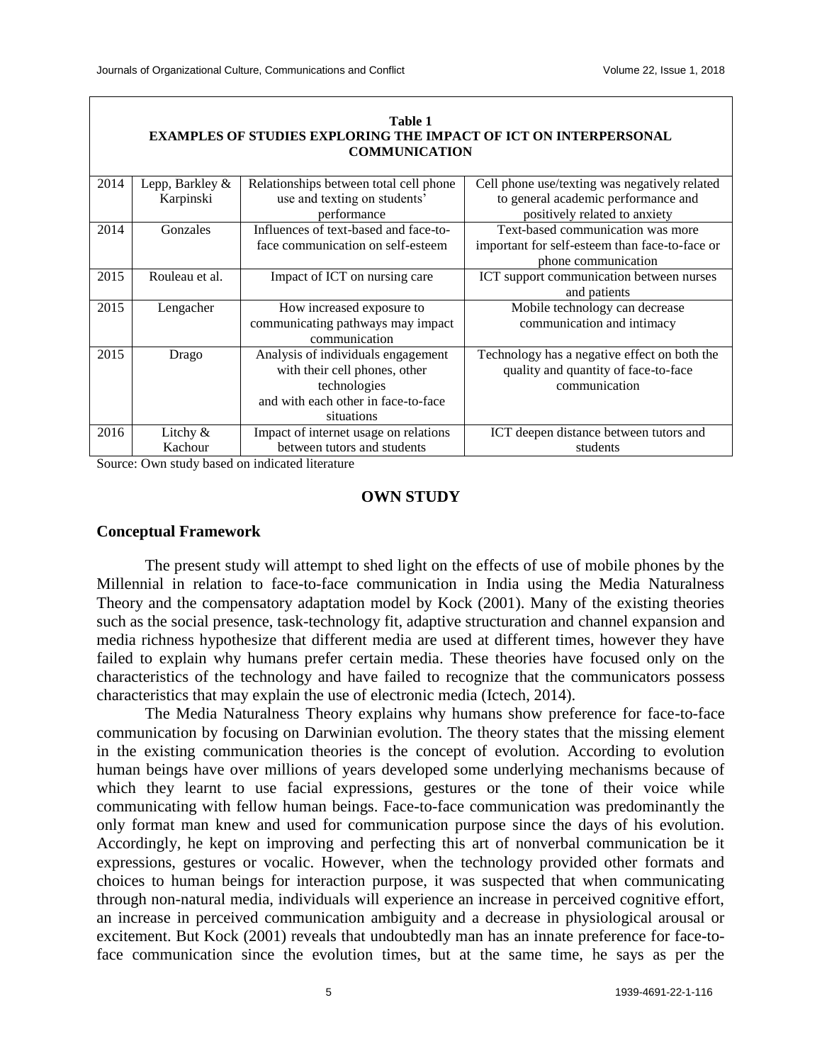**Table 1**
**EXAMPLES OF STUDIES EXPLORING THE IMPACT OF ICT ON INTERPERSONAL COMMUNICATION**

| | | | |
|---|---|---|---|
| 2014 | Lepp, Barkley & Karpinski | Relationships between total cell phone use and texting on students' performance | Cell phone use/texting was negatively related to general academic performance and positively related to anxiety |
| 2014 | Gonzales | Influences of text-based and face-to-face communication on self-esteem | Text-based communication was more important for self-esteem than face-to-face or phone communication |
| 2015 | Rouleau et al. | Impact of ICT on nursing care | ICT support communication between nurses and patients |
| 2015 | Lengacher | How increased exposure to communicating pathways may impact communication | Mobile technology can decrease communication and intimacy |
| 2015 | Drago | Analysis of individuals engagement with their cell phones, other technologies and with each other in face-to-face situations | Technology has a negative effect on both the quality and quantity of face-to-face communication |
| 2016 | Litchy & Kachour | Impact of internet usage on relations between tutors and students | ICT deepen distance between tutors and students |

Source: Own study based on indicated literature

## OWN STUDY

### Conceptual Framework

The present study will attempt to shed light on the effects of use of mobile phones by the Millennial in relation to face-to-face communication in India using the Media Naturalness Theory and the compensatory adaptation model by Kock (2001). Many of the existing theories such as the social presence, task-technology fit, adaptive structuration and channel expansion and media richness hypothesize that different media are used at different times, however they have failed to explain why humans prefer certain media. These theories have focused only on the characteristics of the technology and have failed to recognize that the communicators possess characteristics that may explain the use of electronic media (Ictech, 2014).

The Media Naturalness Theory explains why humans show preference for face-to-face communication by focusing on Darwinian evolution. The theory states that the missing element in the existing communication theories is the concept of evolution. According to evolution human beings have over millions of years developed some underlying mechanisms because of which they learnt to use facial expressions, gestures or the tone of their voice while communicating with fellow human beings. Face-to-face communication was predominantly the only format man knew and used for communication purpose since the days of his evolution. Accordingly, he kept on improving and perfecting this art of nonverbal communication be it expressions, gestures or vocalic. However, when the technology provided other formats and choices to human beings for interaction purpose, it was suspected that when communicating through non-natural media, individuals will experience an increase in perceived cognitive effort, an increase in perceived communication ambiguity and a decrease in physiological arousal or excitement. But Kock (2001) reveals that undoubtedly man has an innate preference for face-to-face communication since the evolution times, but at the same time, he says as per the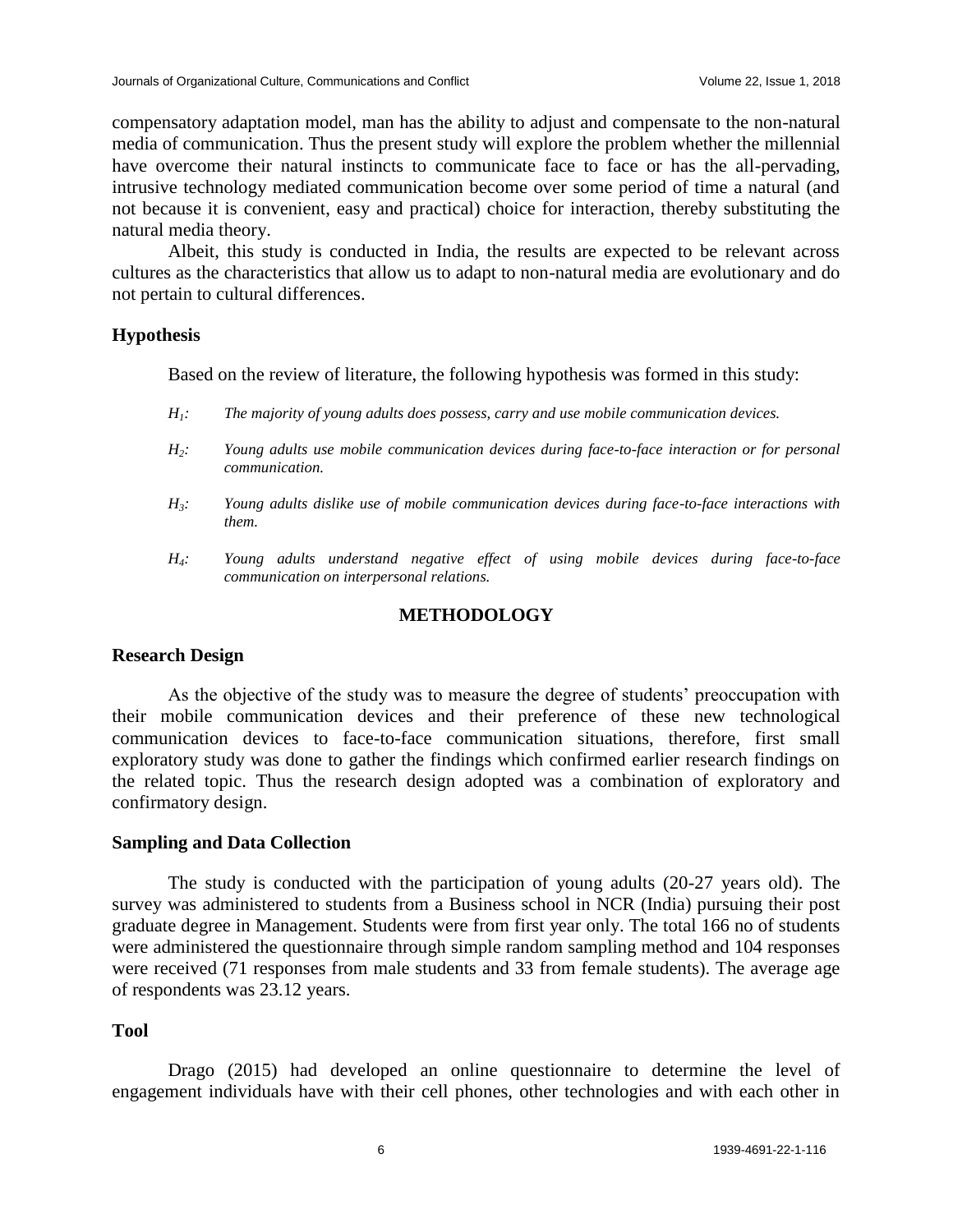compensatory adaptation model, man has the ability to adjust and compensate to the non-natural media of communication. Thus the present study will explore the problem whether the millennial have overcome their natural instincts to communicate face to face or has the all-pervading, intrusive technology mediated communication become over some period of time a natural (and not because it is convenient, easy and practical) choice for interaction, thereby substituting the natural media theory.

Albeit, this study is conducted in India, the results are expected to be relevant across cultures as the characteristics that allow us to adapt to non-natural media are evolutionary and do not pertain to cultural differences.

### Hypothesis

Based on the review of literature, the following hypothesis was formed in this study:

*$H_1$: The majority of young adults does possess, carry and use mobile communication devices.*

*$H_2$: Young adults use mobile communication devices during face-to-face interaction or for personal communication.*

*$H_3$: Young adults dislike use of mobile communication devices during face-to-face interactions with them.*

*$H_4$: Young adults understand negative effect of using mobile devices during face-to-face communication on interpersonal relations.*

## METHODOLOGY

### Research Design

As the objective of the study was to measure the degree of students' preoccupation with their mobile communication devices and their preference of these new technological communication devices to face-to-face communication situations, therefore, first small exploratory study was done to gather the findings which confirmed earlier research findings on the related topic. Thus the research design adopted was a combination of exploratory and confirmatory design.

### Sampling and Data Collection

The study is conducted with the participation of young adults (20-27 years old). The survey was administered to students from a Business school in NCR (India) pursuing their post graduate degree in Management. Students were from first year only. The total 166 no of students were administered the questionnaire through simple random sampling method and 104 responses were received (71 responses from male students and 33 from female students). The average age of respondents was 23.12 years.

### Tool

Drago (2015) had developed an online questionnaire to determine the level of engagement individuals have with their cell phones, other technologies and with each other in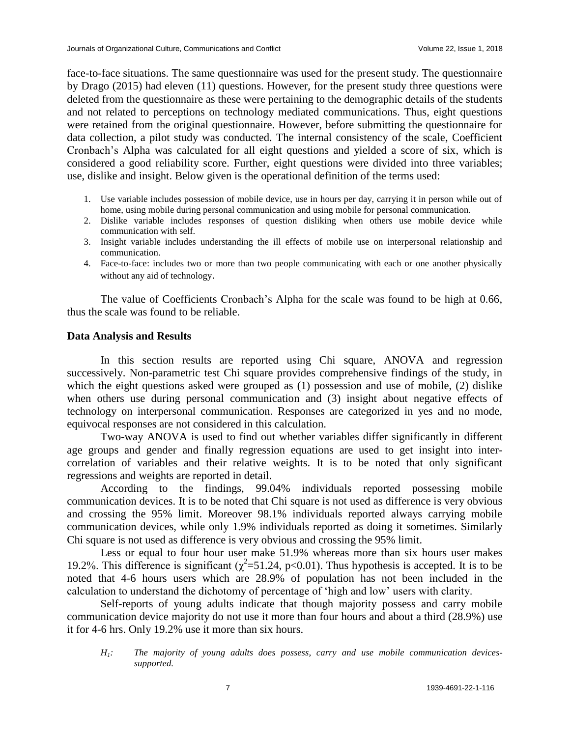face-to-face situations. The same questionnaire was used for the present study. The questionnaire by Drago (2015) had eleven (11) questions. However, for the present study three questions were deleted from the questionnaire as these were pertaining to the demographic details of the students and not related to perceptions on technology mediated communications. Thus, eight questions were retained from the original questionnaire. However, before submitting the questionnaire for data collection, a pilot study was conducted. The internal consistency of the scale, Coefficient Cronbach's Alpha was calculated for all eight questions and yielded a score of six, which is considered a good reliability score. Further, eight questions were divided into three variables; use, dislike and insight. Below given is the operational definition of the terms used:

1. Use variable includes possession of mobile device, use in hours per day, carrying it in person while out of home, using mobile during personal communication and using mobile for personal communication.
2. Dislike variable includes responses of question disliking when others use mobile device while communication with self.
3. Insight variable includes understanding the ill effects of mobile use on interpersonal relationship and communication.
4. Face-to-face: includes two or more than two people communicating with each or one another physically without any aid of technology.

The value of Coefficients Cronbach's Alpha for the scale was found to be high at 0.66, thus the scale was found to be reliable.

### Data Analysis and Results

In this section results are reported using Chi square, ANOVA and regression successively. Non-parametric test Chi square provides comprehensive findings of the study, in which the eight questions asked were grouped as (1) possession and use of mobile, (2) dislike when others use during personal communication and (3) insight about negative effects of technology on interpersonal communication. Responses are categorized in yes and no mode, equivocal responses are not considered in this calculation.

Two-way ANOVA is used to find out whether variables differ significantly in different age groups and gender and finally regression equations are used to get insight into inter-correlation of variables and their relative weights. It is to be noted that only significant regressions and weights are reported in detail.

According to the findings, 99.04% individuals reported possessing mobile communication devices. It is to be noted that Chi square is not used as difference is very obvious and crossing the 95% limit. Moreover 98.1% individuals reported always carrying mobile communication devices, while only 1.9% individuals reported as doing it sometimes. Similarly Chi square is not used as difference is very obvious and crossing the 95% limit.

Less or equal to four hour user make 51.9% whereas more than six hours user makes 19.2%. This difference is significant ($\chi^2$=51.24, $p$<0.01). Thus hypothesis is accepted. It is to be noted that 4-6 hours users which are 28.9% of population has not been included in the calculation to understand the dichotomy of percentage of 'high and low' users with clarity.

Self-reports of young adults indicate that though majority possess and carry mobile communication device majority do not use it more than four hours and about a third (28.9%) use it for 4-6 hrs. Only 19.2% use it more than six hours.

*$H_1$: The majority of young adults does possess, carry and use mobile communication devices-supported.*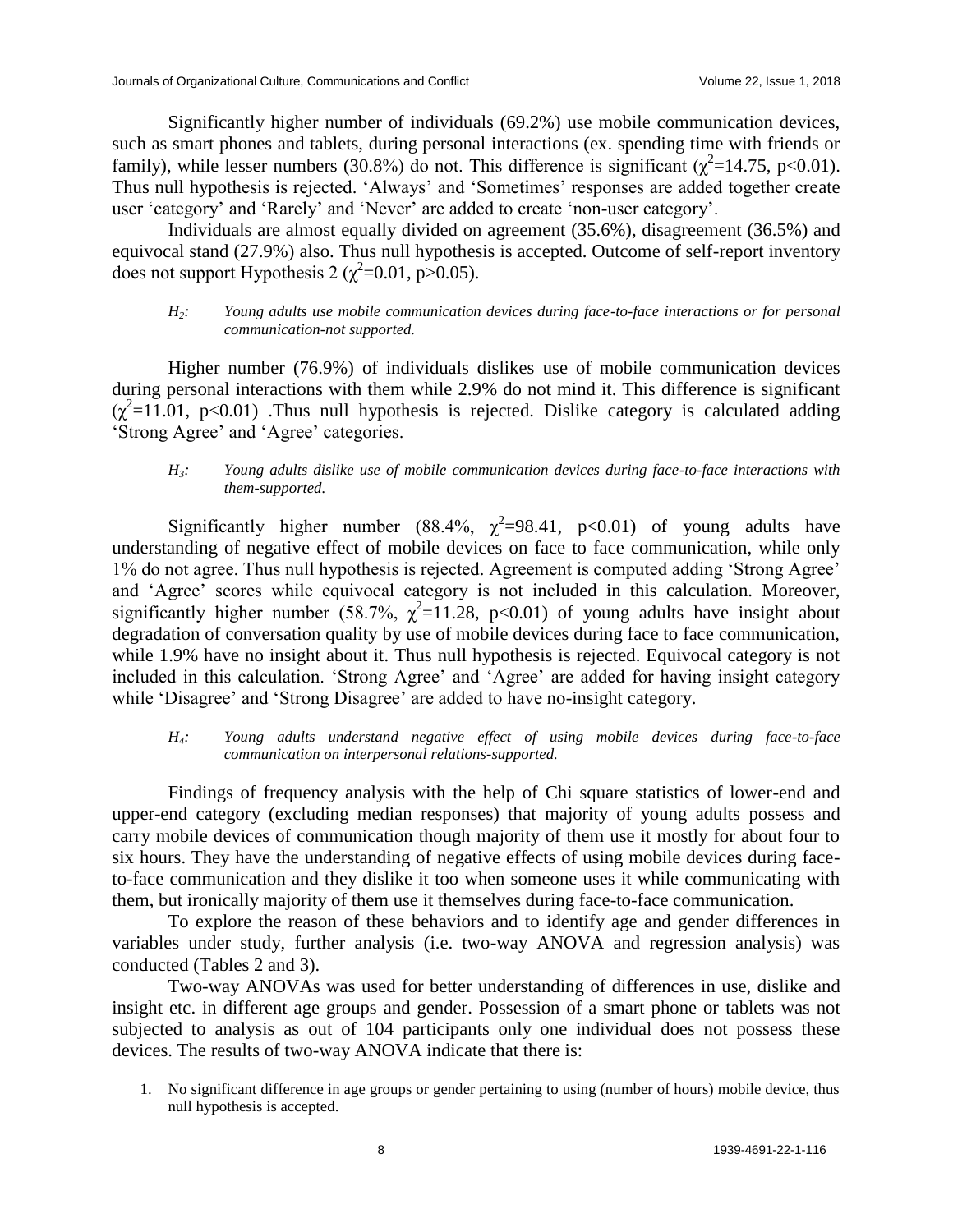Significantly higher number of individuals (69.2%) use mobile communication devices, such as smart phones and tablets, during personal interactions (ex. spending time with friends or family), while lesser numbers (30.8%) do not. This difference is significant ($\chi^2$=14.75, p<0.01). Thus null hypothesis is rejected. 'Always' and 'Sometimes' responses are added together create user 'category' and 'Rarely' and 'Never' are added to create 'non-user category'.

Individuals are almost equally divided on agreement (35.6%), disagreement (36.5%) and equivocal stand (27.9%) also. Thus null hypothesis is accepted. Outcome of self-report inventory does not support Hypothesis 2 ($\chi^2$=0.01, p>0.05).

> *$H_2$: Young adults use mobile communication devices during face-to-face interactions or for personal communication-not supported.*

Higher number (76.9%) of individuals dislikes use of mobile communication devices during personal interactions with them while 2.9% do not mind it. This difference is significant ($\chi^2$=11.01, p<0.01) .Thus null hypothesis is rejected. Dislike category is calculated adding 'Strong Agree' and 'Agree' categories.

> *$H_3$: Young adults dislike use of mobile communication devices during face-to-face interactions with them-supported.*

Significantly higher number (88.4%, $\chi^2$=98.41, p<0.01) of young adults have understanding of negative effect of mobile devices on face to face communication, while only 1% do not agree. Thus null hypothesis is rejected. Agreement is computed adding 'Strong Agree' and 'Agree' scores while equivocal category is not included in this calculation. Moreover, significantly higher number (58.7%, $\chi^2$=11.28, p<0.01) of young adults have insight about degradation of conversation quality by use of mobile devices during face to face communication, while 1.9% have no insight about it. Thus null hypothesis is rejected. Equivocal category is not included in this calculation. 'Strong Agree' and 'Agree' are added for having insight category while 'Disagree' and 'Strong Disagree' are added to have no-insight category.

> *$H_4$: Young adults understand negative effect of using mobile devices during face-to-face communication on interpersonal relations-supported.*

Findings of frequency analysis with the help of Chi square statistics of lower-end and upper-end category (excluding median responses) that majority of young adults possess and carry mobile devices of communication though majority of them use it mostly for about four to six hours. They have the understanding of negative effects of using mobile devices during face-to-face communication and they dislike it too when someone uses it while communicating with them, but ironically majority of them use it themselves during face-to-face communication.

To explore the reason of these behaviors and to identify age and gender differences in variables under study, further analysis (i.e. two-way ANOVA and regression analysis) was conducted (Tables 2 and 3).

Two-way ANOVAs was used for better understanding of differences in use, dislike and insight etc. in different age groups and gender. Possession of a smart phone or tablets was not subjected to analysis as out of 104 participants only one individual does not possess these devices. The results of two-way ANOVA indicate that there is:

1. No significant difference in age groups or gender pertaining to using (number of hours) mobile device, thus null hypothesis is accepted.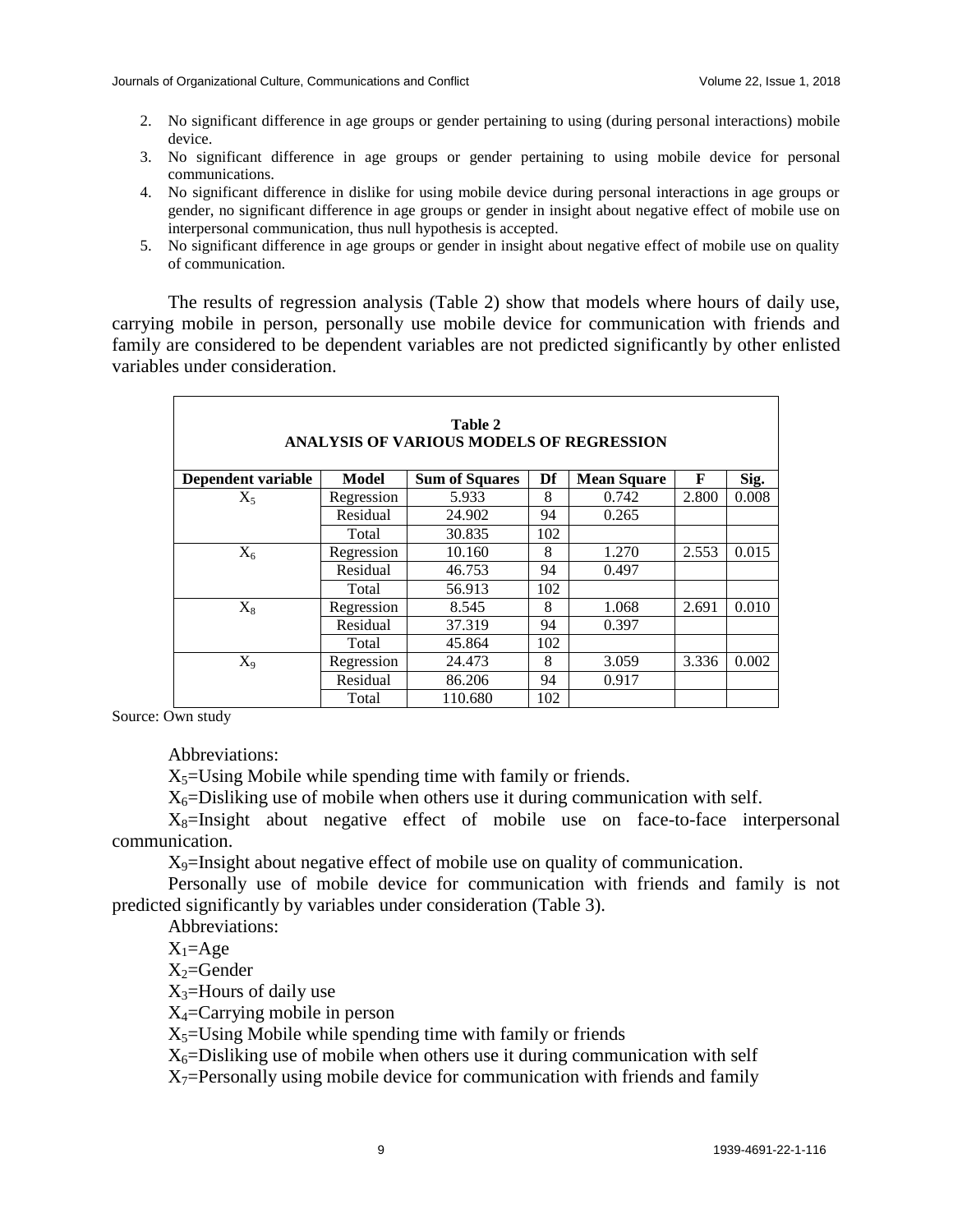2. No significant difference in age groups or gender pertaining to using (during personal interactions) mobile device.
3. No significant difference in age groups or gender pertaining to using mobile device for personal communications.
4. No significant difference in dislike for using mobile device during personal interactions in age groups or gender, no significant difference in age groups or gender in insight about negative effect of mobile use on interpersonal communication, thus null hypothesis is accepted.
5. No significant difference in age groups or gender in insight about negative effect of mobile use on quality of communication.

The results of regression analysis (Table 2) show that models where hours of daily use, carrying mobile in person, personally use mobile device for communication with friends and family are considered to be dependent variables are not predicted significantly by other enlisted variables under consideration.

**Table 2**
**ANALYSIS OF VARIOUS MODELS OF REGRESSION**

| Dependent variable | Model | Sum of Squares | Df | Mean Square | F | Sig. |
|---|---|---|---|---|---|---|
| $X_5$ | Regression | 5.933 | 8 | 0.742 | 2.800 | 0.008 |
| | Residual | 24.902 | 94 | 0.265 | | |
| | Total | 30.835 | 102 | | | |
| $X_6$ | Regression | 10.160 | 8 | 1.270 | 2.553 | 0.015 |
| | Residual | 46.753 | 94 | 0.497 | | |
| | Total | 56.913 | 102 | | | |
| $X_8$ | Regression | 8.545 | 8 | 1.068 | 2.691 | 0.010 |
| | Residual | 37.319 | 94 | 0.397 | | |
| | Total | 45.864 | 102 | | | |
| $X_9$ | Regression | 24.473 | 8 | 3.059 | 3.336 | 0.002 |
| | Residual | 86.206 | 94 | 0.917 | | |
| | Total | 110.680 | 102 | | | |

Source: Own study

Abbreviations:

$X_5$=Using Mobile while spending time with family or friends.

$X_6$=Disliking use of mobile when others use it during communication with self.

$X_8$=Insight about negative effect of mobile use on face-to-face interpersonal communication.

$X_9$=Insight about negative effect of mobile use on quality of communication.

Personally use of mobile device for communication with friends and family is not predicted significantly by variables under consideration (Table 3).

Abbreviations:

$X_1$=Age

$X_2$=Gender

$X_3$=Hours of daily use

$X_4$=Carrying mobile in person

$X_5$=Using Mobile while spending time with family or friends

$X_6$=Disliking use of mobile when others use it during communication with self

$X_7$=Personally using mobile device for communication with friends and family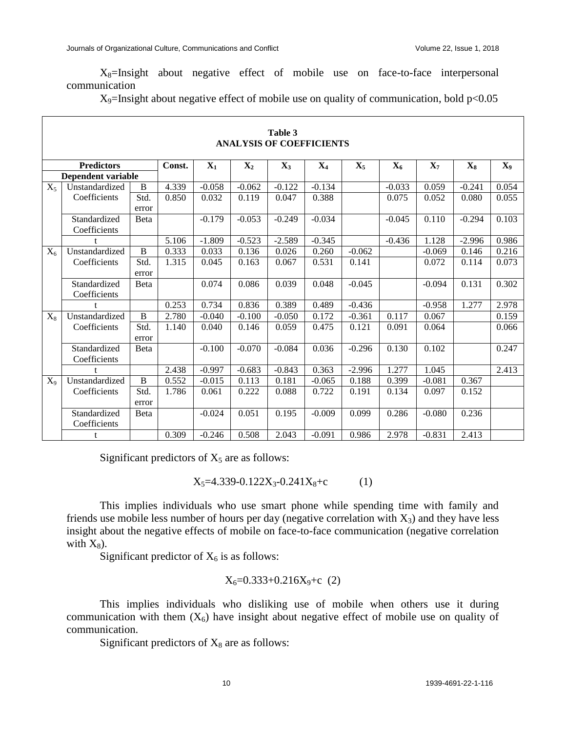$X_8$=Insight about negative effect of mobile use on face-to-face interpersonal communication

$X_9$=Insight about negative effect of mobile use on quality of communication, bold $p<0.05$

**Table 3**
**ANALYSIS OF COEFFICIENTS**

| Predictors | | | Const. | $X_1$ | $X_2$ | $X_3$ | $X_4$ | $X_5$ | $X_6$ | $X_7$ | $X_8$ | $X_9$ |
|---|---|---|---|---|---|---|---|---|---|---|---|---|
| Dependent variable | | | | | | | | | | | | |
| $X_5$ | Unstandardized Coefficients | B | 4.339 | -0.058 | -0.062 | -0.122 | -0.134 | | -0.033 | 0.059 | -0.241 | 0.054 |
| | | Std. error | 0.850 | 0.032 | 0.119 | 0.047 | 0.388 | | 0.075 | 0.052 | 0.080 | 0.055 |
| | Standardized Coefficients | Beta | | -0.179 | -0.053 | -0.249 | -0.034 | | -0.045 | 0.110 | -0.294 | 0.103 |
| | t | | 5.106 | -1.809 | -0.523 | -2.589 | -0.345 | | -0.436 | 1.128 | -2.996 | 0.986 |
| $X_6$ | Unstandardized Coefficients | B | 0.333 | 0.033 | 0.136 | 0.026 | 0.260 | -0.062 | | -0.069 | 0.146 | 0.216 |
| | | Std. error | 1.315 | 0.045 | 0.163 | 0.067 | 0.531 | 0.141 | | 0.072 | 0.114 | 0.073 |
| | Standardized Coefficients | Beta | | 0.074 | 0.086 | 0.039 | 0.048 | -0.045 | | -0.094 | 0.131 | 0.302 |
| | t | | 0.253 | 0.734 | 0.836 | 0.389 | 0.489 | -0.436 | | -0.958 | 1.277 | 2.978 |
| $X_8$ | Unstandardized Coefficients | B | 2.780 | -0.040 | -0.100 | -0.050 | 0.172 | -0.361 | 0.117 | 0.067 | | 0.159 |
| | | Std. error | 1.140 | 0.040 | 0.146 | 0.059 | 0.475 | 0.121 | 0.091 | 0.064 | | 0.066 |
| | Standardized Coefficients | Beta | | -0.100 | -0.070 | -0.084 | 0.036 | -0.296 | 0.130 | 0.102 | | 0.247 |
| | t | | 2.438 | -0.997 | -0.683 | -0.843 | 0.363 | -2.996 | 1.277 | 1.045 | | 2.413 |
| $X_9$ | Unstandardized Coefficients | B | 0.552 | -0.015 | 0.113 | 0.181 | -0.065 | 0.188 | 0.399 | -0.081 | 0.367 | |
| | | Std. error | 1.786 | 0.061 | 0.222 | 0.088 | 0.722 | 0.191 | 0.134 | 0.097 | 0.152 | |
| | Standardized Coefficients | Beta | | -0.024 | 0.051 | 0.195 | -0.009 | 0.099 | 0.286 | -0.080 | 0.236 | |
| | t | | 0.309 | -0.246 | 0.508 | 2.043 | -0.091 | 0.986 | 2.978 | -0.831 | 2.413 | |

Significant predictors of $X_5$ are as follows:

$$X_5=4.339-0.122X_3-0.241X_8+c \qquad (1)$$

This implies individuals who use smart phone while spending time with family and friends use mobile less number of hours per day (negative correlation with $X_3$) and they have less insight about the negative effects of mobile on face-to-face communication (negative correlation with $X_8$).

Significant predictor of $X_6$ is as follows:

$$X_6=0.333+0.216X_9+c \quad (2)$$

This implies individuals who disliking use of mobile when others use it during communication with them ($X_6$) have insight about negative effect of mobile use on quality of communication.

Significant predictors of $X_8$ are as follows: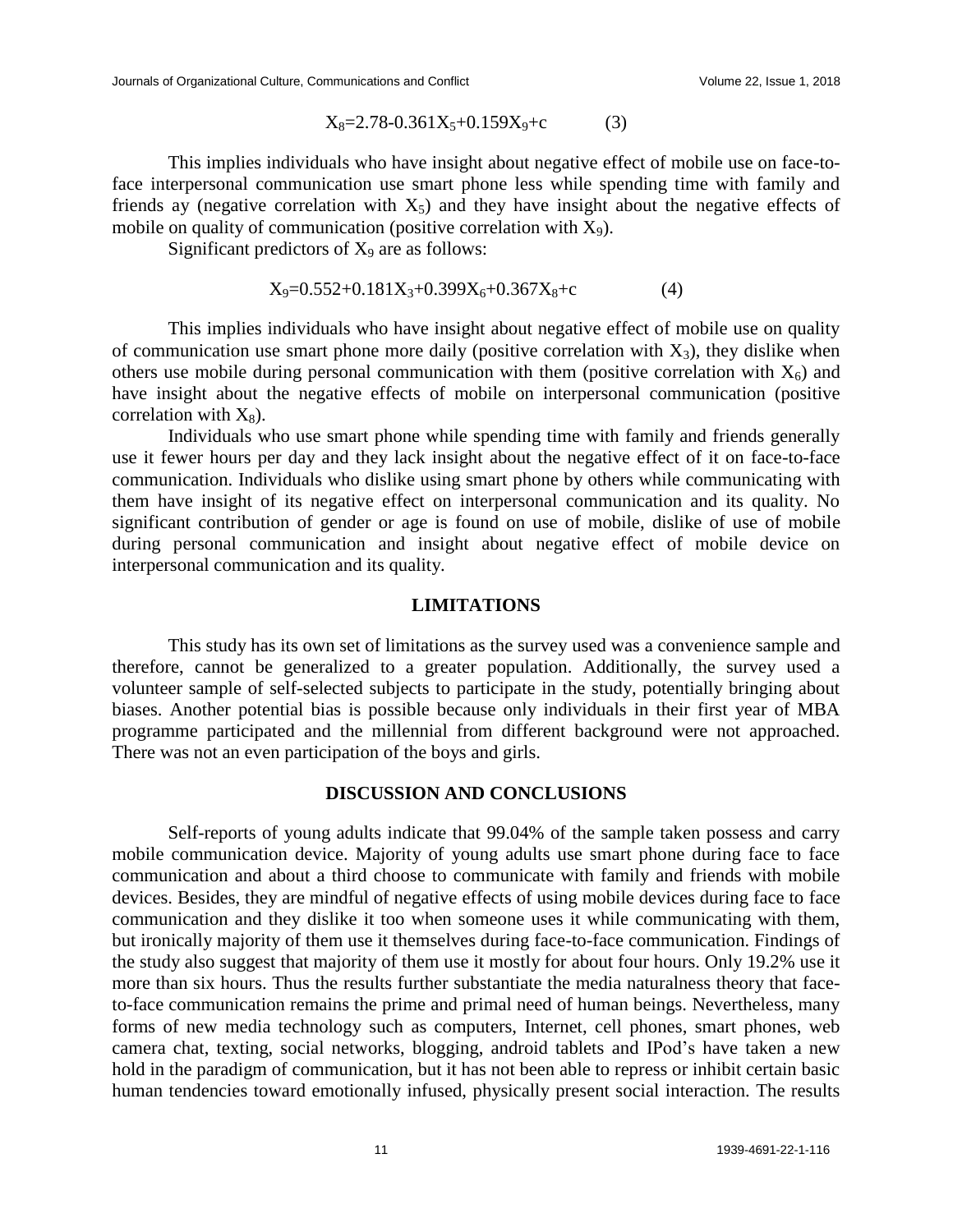$$X_8=2.78-0.361X_5+0.159X_9+c \qquad (3)$$

This implies individuals who have insight about negative effect of mobile use on face-to-face interpersonal communication use smart phone less while spending time with family and friends ay (negative correlation with $X_5$) and they have insight about the negative effects of mobile on quality of communication (positive correlation with $X_9$).

Significant predictors of $X_9$ are as follows:

$$X_9=0.552+0.181X_3+0.399X_6+0.367X_8+c \qquad (4)$$

This implies individuals who have insight about negative effect of mobile use on quality of communication use smart phone more daily (positive correlation with $X_3$), they dislike when others use mobile during personal communication with them (positive correlation with $X_6$) and have insight about the negative effects of mobile on interpersonal communication (positive correlation with $X_8$).

Individuals who use smart phone while spending time with family and friends generally use it fewer hours per day and they lack insight about the negative effect of it on face-to-face communication. Individuals who dislike using smart phone by others while communicating with them have insight of its negative effect on interpersonal communication and its quality. No significant contribution of gender or age is found on use of mobile, dislike of use of mobile during personal communication and insight about negative effect of mobile device on interpersonal communication and its quality.

## LIMITATIONS

This study has its own set of limitations as the survey used was a convenience sample and therefore, cannot be generalized to a greater population. Additionally, the survey used a volunteer sample of self-selected subjects to participate in the study, potentially bringing about biases. Another potential bias is possible because only individuals in their first year of MBA programme participated and the millennial from different background were not approached. There was not an even participation of the boys and girls.

## DISCUSSION AND CONCLUSIONS

Self-reports of young adults indicate that 99.04% of the sample taken possess and carry mobile communication device. Majority of young adults use smart phone during face to face communication and about a third choose to communicate with family and friends with mobile devices. Besides, they are mindful of negative effects of using mobile devices during face to face communication and they dislike it too when someone uses it while communicating with them, but ironically majority of them use it themselves during face-to-face communication. Findings of the study also suggest that majority of them use it mostly for about four hours. Only 19.2% use it more than six hours. Thus the results further substantiate the media naturalness theory that face-to-face communication remains the prime and primal need of human beings. Nevertheless, many forms of new media technology such as computers, Internet, cell phones, smart phones, web camera chat, texting, social networks, blogging, android tablets and IPod's have taken a new hold in the paradigm of communication, but it has not been able to repress or inhibit certain basic human tendencies toward emotionally infused, physically present social interaction. The results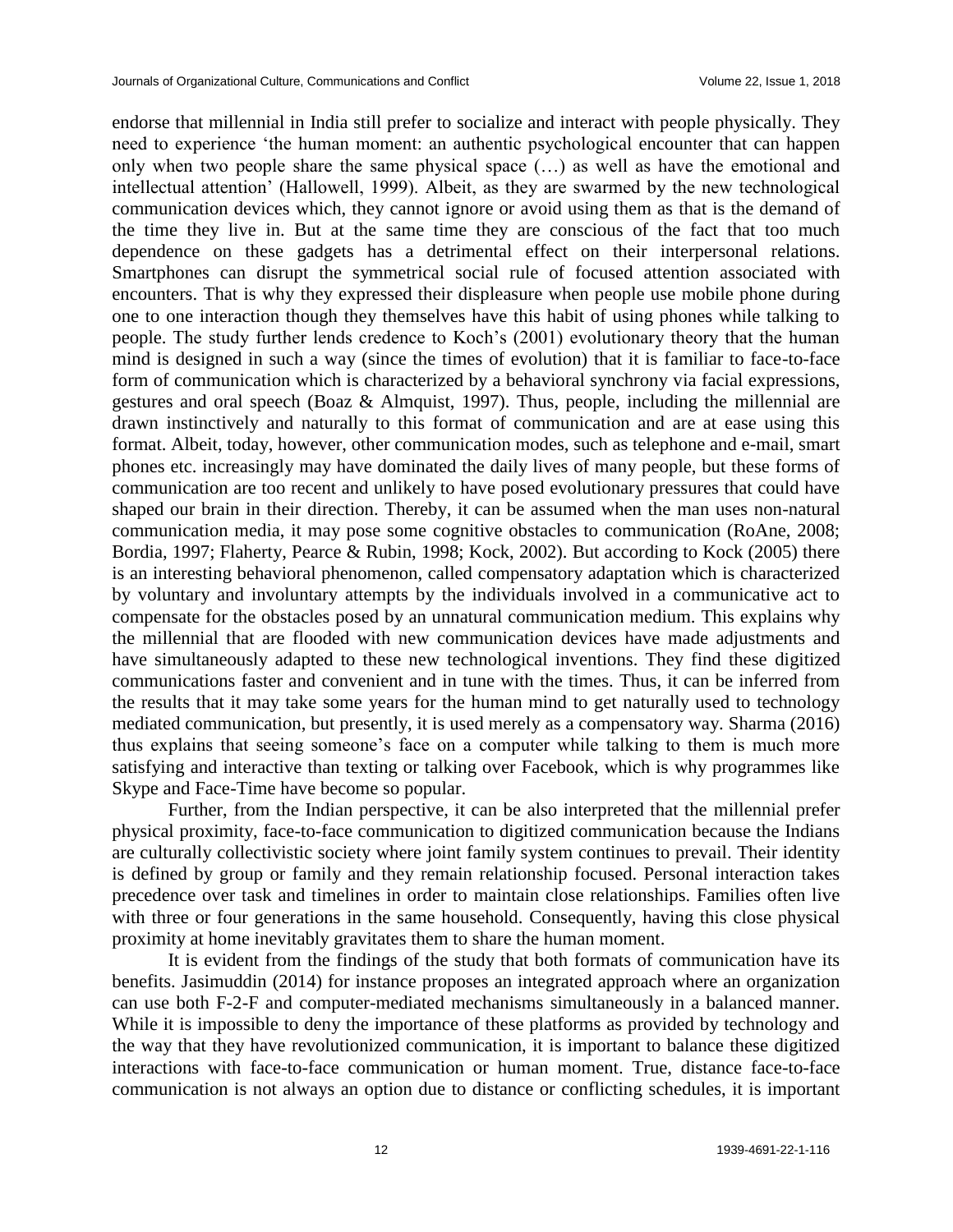endorse that millennial in India still prefer to socialize and interact with people physically. They need to experience 'the human moment: an authentic psychological encounter that can happen only when two people share the same physical space (…) as well as have the emotional and intellectual attention' (Hallowell, 1999). Albeit, as they are swarmed by the new technological communication devices which, they cannot ignore or avoid using them as that is the demand of the time they live in. But at the same time they are conscious of the fact that too much dependence on these gadgets has a detrimental effect on their interpersonal relations. Smartphones can disrupt the symmetrical social rule of focused attention associated with encounters. That is why they expressed their displeasure when people use mobile phone during one to one interaction though they themselves have this habit of using phones while talking to people. The study further lends credence to Koch's (2001) evolutionary theory that the human mind is designed in such a way (since the times of evolution) that it is familiar to face-to-face form of communication which is characterized by a behavioral synchrony via facial expressions, gestures and oral speech (Boaz & Almquist, 1997). Thus, people, including the millennial are drawn instinctively and naturally to this format of communication and are at ease using this format. Albeit, today, however, other communication modes, such as telephone and e-mail, smart phones etc. increasingly may have dominated the daily lives of many people, but these forms of communication are too recent and unlikely to have posed evolutionary pressures that could have shaped our brain in their direction. Thereby, it can be assumed when the man uses non-natural communication media, it may pose some cognitive obstacles to communication (RoAne, 2008; Bordia, 1997; Flaherty, Pearce & Rubin, 1998; Kock, 2002). But according to Kock (2005) there is an interesting behavioral phenomenon, called compensatory adaptation which is characterized by voluntary and involuntary attempts by the individuals involved in a communicative act to compensate for the obstacles posed by an unnatural communication medium. This explains why the millennial that are flooded with new communication devices have made adjustments and have simultaneously adapted to these new technological inventions. They find these digitized communications faster and convenient and in tune with the times. Thus, it can be inferred from the results that it may take some years for the human mind to get naturally used to technology mediated communication, but presently, it is used merely as a compensatory way. Sharma (2016) thus explains that seeing someone's face on a computer while talking to them is much more satisfying and interactive than texting or talking over Facebook, which is why programmes like Skype and Face-Time have become so popular.

Further, from the Indian perspective, it can be also interpreted that the millennial prefer physical proximity, face-to-face communication to digitized communication because the Indians are culturally collectivistic society where joint family system continues to prevail. Their identity is defined by group or family and they remain relationship focused. Personal interaction takes precedence over task and timelines in order to maintain close relationships. Families often live with three or four generations in the same household. Consequently, having this close physical proximity at home inevitably gravitates them to share the human moment.

It is evident from the findings of the study that both formats of communication have its benefits. Jasimuddin (2014) for instance proposes an integrated approach where an organization can use both F-2-F and computer-mediated mechanisms simultaneously in a balanced manner. While it is impossible to deny the importance of these platforms as provided by technology and the way that they have revolutionized communication, it is important to balance these digitized interactions with face-to-face communication or human moment. True, distance face-to-face communication is not always an option due to distance or conflicting schedules, it is important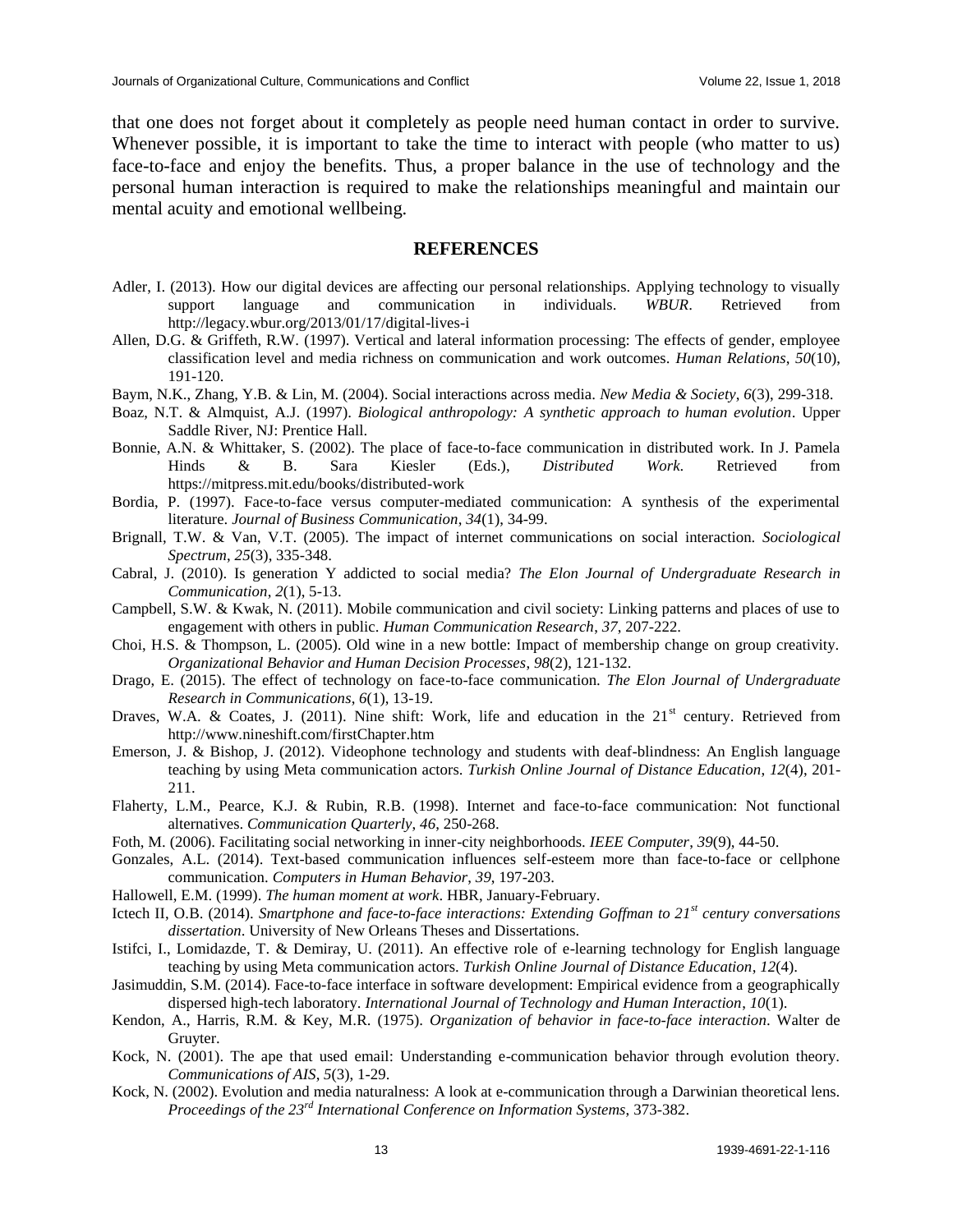that one does not forget about it completely as people need human contact in order to survive. Whenever possible, it is important to take the time to interact with people (who matter to us) face-to-face and enjoy the benefits. Thus, a proper balance in the use of technology and the personal human interaction is required to make the relationships meaningful and maintain our mental acuity and emotional wellbeing.

## REFERENCES

Adler, I. (2013). How our digital devices are affecting our personal relationships. Applying technology to visually support language and communication in individuals. *WBUR*. Retrieved from http://legacy.wbur.org/2013/01/17/digital-lives-i

Allen, D.G. & Griffeth, R.W. (1997). Vertical and lateral information processing: The effects of gender, employee classification level and media richness on communication and work outcomes. *Human Relations*, *50*(10), 191-120.

Baym, N.K., Zhang, Y.B. & Lin, M. (2004). Social interactions across media. *New Media & Society*, *6*(3), 299-318.

Boaz, N.T. & Almquist, A.J. (1997). *Biological anthropology: A synthetic approach to human evolution*. Upper Saddle River, NJ: Prentice Hall.

Bonnie, A.N. & Whittaker, S. (2002). The place of face-to-face communication in distributed work. In J. Pamela Hinds & B. Sara Kiesler (Eds.), *Distributed Work*. Retrieved from https://mitpress.mit.edu/books/distributed-work

Bordia, P. (1997). Face-to-face versus computer-mediated communication: A synthesis of the experimental literature. *Journal of Business Communication*, *34*(1), 34-99.

Brignall, T.W. & Van, V.T. (2005). The impact of internet communications on social interaction. *Sociological Spectrum*, *25*(3), 335-348.

Cabral, J. (2010). Is generation Y addicted to social media? *The Elon Journal of Undergraduate Research in Communication*, *2*(1), 5-13.

Campbell, S.W. & Kwak, N. (2011). Mobile communication and civil society: Linking patterns and places of use to engagement with others in public. *Human Communication Research*, *37*, 207-222.

Choi, H.S. & Thompson, L. (2005). Old wine in a new bottle: Impact of membership change on group creativity. *Organizational Behavior and Human Decision Processes*, *98*(2), 121-132.

Drago, E. (2015). The effect of technology on face-to-face communication. *The Elon Journal of Undergraduate Research in Communications*, *6*(1), 13-19.

Draves, W.A. & Coates, J. (2011). Nine shift: Work, life and education in the 21st century. Retrieved from http://www.nineshift.com/firstChapter.htm

Emerson, J. & Bishop, J. (2012). Videophone technology and students with deaf-blindness: An English language teaching by using Meta communication actors. *Turkish Online Journal of Distance Education*, *12*(4), 201-211.

Flaherty, L.M., Pearce, K.J. & Rubin, R.B. (1998). Internet and face-to-face communication: Not functional alternatives. *Communication Quarterly*, *46*, 250-268.

Foth, M. (2006). Facilitating social networking in inner-city neighborhoods. *IEEE Computer*, *39*(9), 44-50.

Gonzales, A.L. (2014). Text-based communication influences self-esteem more than face-to-face or cellphone communication. *Computers in Human Behavior*, *39*, 197-203.

Hallowell, E.M. (1999). *The human moment at work*. HBR, January-February.

Ictech II, O.B. (2014). *Smartphone and face-to-face interactions: Extending Goffman to 21st century conversations dissertation*. University of New Orleans Theses and Dissertations.

Istifci, I., Lomidazde, T. & Demiray, U. (2011). An effective role of e-learning technology for English language teaching by using Meta communication actors. *Turkish Online Journal of Distance Education*, *12*(4).

Jasimuddin, S.M. (2014). Face-to-face interface in software development: Empirical evidence from a geographically dispersed high-tech laboratory. *International Journal of Technology and Human Interaction*, *10*(1).

Kendon, A., Harris, R.M. & Key, M.R. (1975). *Organization of behavior in face-to-face interaction*. Walter de Gruyter.

Kock, N. (2001). The ape that used email: Understanding e-communication behavior through evolution theory. *Communications of AIS*, *5*(3), 1-29.

Kock, N. (2002). Evolution and media naturalness: A look at e-communication through a Darwinian theoretical lens. *Proceedings of the 23rd International Conference on Information Systems*, 373-382.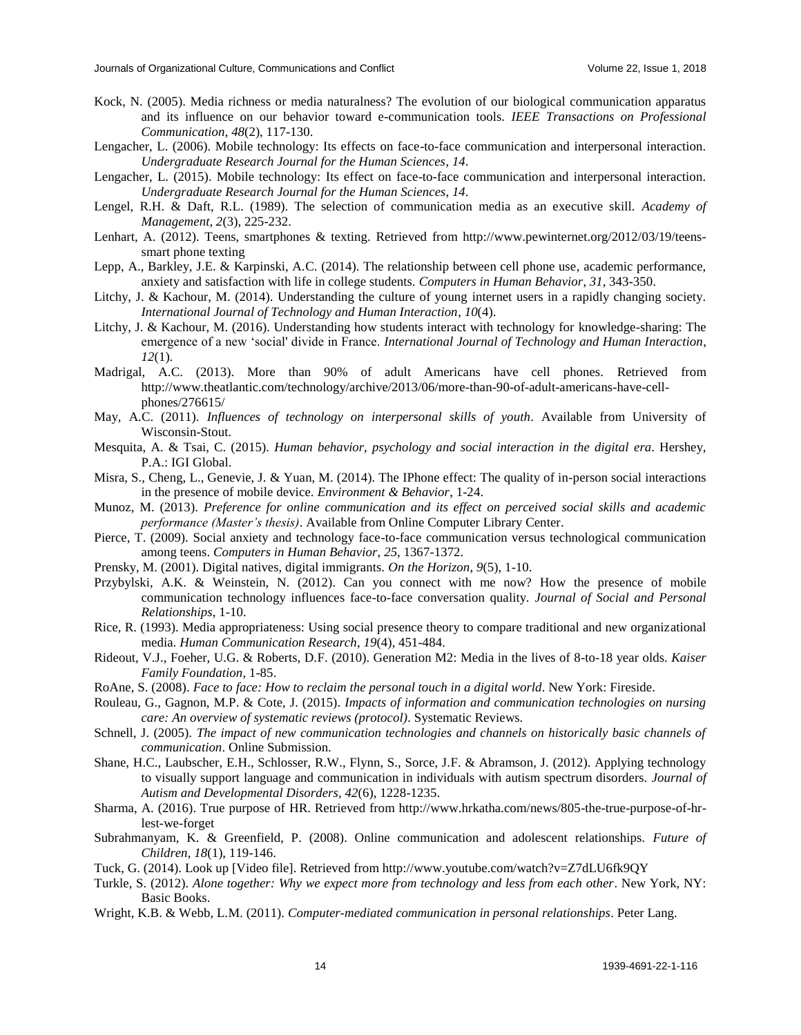Kock, N. (2005). Media richness or media naturalness? The evolution of our biological communication apparatus and its influence on our behavior toward e-communication tools. *IEEE Transactions on Professional Communication*, *48*(2), 117-130.

Lengacher, L. (2006). Mobile technology: Its effects on face-to-face communication and interpersonal interaction. *Undergraduate Research Journal for the Human Sciences*, *14*.

Lengacher, L. (2015). Mobile technology: Its effect on face-to-face communication and interpersonal interaction. *Undergraduate Research Journal for the Human Sciences*, *14*.

Lengel, R.H. & Daft, R.L. (1989). The selection of communication media as an executive skill. *Academy of Management*, *2*(3), 225-232.

Lenhart, A. (2012). Teens, smartphones & texting. Retrieved from http://www.pewinternet.org/2012/03/19/teens-smart phone texting

Lepp, A., Barkley, J.E. & Karpinski, A.C. (2014). The relationship between cell phone use, academic performance, anxiety and satisfaction with life in college students. *Computers in Human Behavior*, *31*, 343-350.

Litchy, J. & Kachour, M. (2014). Understanding the culture of young internet users in a rapidly changing society. *International Journal of Technology and Human Interaction*, *10*(4).

Litchy, J. & Kachour, M. (2016). Understanding how students interact with technology for knowledge-sharing: The emergence of a new 'social' divide in France. *International Journal of Technology and Human Interaction*, *12*(1).

Madrigal, A.C. (2013). More than 90% of adult Americans have cell phones. Retrieved from http://www.theatlantic.com/technology/archive/2013/06/more-than-90-of-adult-americans-have-cell-phones/276615/

May, A.C. (2011). *Influences of technology on interpersonal skills of youth*. Available from University of Wisconsin-Stout.

Mesquita, A. & Tsai, C. (2015). *Human behavior, psychology and social interaction in the digital era*. Hershey, P.A.: IGI Global.

Misra, S., Cheng, L., Genevie, J. & Yuan, M. (2014). The IPhone effect: The quality of in-person social interactions in the presence of mobile device. *Environment & Behavior*, 1-24.

Munoz, M. (2013). *Preference for online communication and its effect on perceived social skills and academic performance (Master's thesis)*. Available from Online Computer Library Center.

Pierce, T. (2009). Social anxiety and technology face-to-face communication versus technological communication among teens. *Computers in Human Behavior*, *25*, 1367-1372.

Prensky, M. (2001). Digital natives, digital immigrants. *On the Horizon*, *9*(5), 1-10.

Przybylski, A.K. & Weinstein, N. (2012). Can you connect with me now? How the presence of mobile communication technology influences face-to-face conversation quality. *Journal of Social and Personal Relationships*, 1-10.

Rice, R. (1993). Media appropriateness: Using social presence theory to compare traditional and new organizational media. *Human Communication Research*, *19*(4), 451-484.

Rideout, V.J., Foeher, U.G. & Roberts, D.F. (2010). Generation M2: Media in the lives of 8-to-18 year olds. *Kaiser Family Foundation*, 1-85.

RoAne, S. (2008). *Face to face: How to reclaim the personal touch in a digital world*. New York: Fireside.

Rouleau, G., Gagnon, M.P. & Cote, J. (2015). *Impacts of information and communication technologies on nursing care: An overview of systematic reviews (protocol)*. Systematic Reviews.

Schnell, J. (2005). *The impact of new communication technologies and channels on historically basic channels of communication*. Online Submission.

Shane, H.C., Laubscher, E.H., Schlosser, R.W., Flynn, S., Sorce, J.F. & Abramson, J. (2012). Applying technology to visually support language and communication in individuals with autism spectrum disorders. *Journal of Autism and Developmental Disorders*, *42*(6), 1228-1235.

Sharma, A. (2016). True purpose of HR. Retrieved from http://www.hrkatha.com/news/805-the-true-purpose-of-hr-lest-we-forget

Subrahmanyam, K. & Greenfield, P. (2008). Online communication and adolescent relationships. *Future of Children*, *18*(1), 119-146.

Tuck, G. (2014). Look up [Video file]. Retrieved from http://www.youtube.com/watch?v=Z7dLU6fk9QY

Turkle, S. (2012). *Alone together: Why we expect more from technology and less from each other*. New York, NY: Basic Books.

Wright, K.B. & Webb, L.M. (2011). *Computer-mediated communication in personal relationships*. Peter Lang.